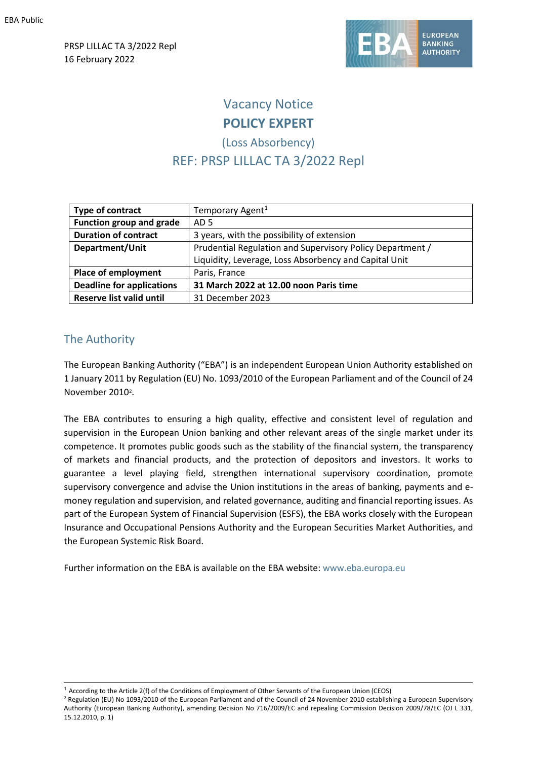PRSP LILLAC TA 3/2022 Repl
16 February 2022

# Vacancy Notice
# POLICY EXPERT
## (Loss Absorbency)
## REF: PRSP LILLAC TA 3/2022 Repl

| | |
|---|---|
| **Type of contract** | Temporary Agent[1] |
| **Function group and grade** | AD 5 |
| **Duration of contract** | 3 years, with the possibility of extension |
| **Department/Unit** | Prudential Regulation and Supervisory Policy Department / Liquidity, Leverage, Loss Absorbency and Capital Unit |
| **Place of employment** | Paris, France |
| **Deadline for applications** | **31 March 2022 at 12.00 noon Paris time** |
| **Reserve list valid until** | 31 December 2023 |

## The Authority

The European Banking Authority ("EBA") is an independent European Union Authority established on 1 January 2011 by Regulation (EU) No. 1093/2010 of the European Parliament and of the Council of 24 November 2010[2].

The EBA contributes to ensuring a high quality, effective and consistent level of regulation and supervision in the European Union banking and other relevant areas of the single market under its competence. It promotes public goods such as the stability of the financial system, the transparency of markets and financial products, and the protection of depositors and investors. It works to guarantee a level playing field, strengthen international supervisory coordination, promote supervisory convergence and advise the Union institutions in the areas of banking, payments and e-money regulation and supervision, and related governance, auditing and financial reporting issues. As part of the European System of Financial Supervision (ESFS), the EBA works closely with the European Insurance and Occupational Pensions Authority and the European Securities Market Authorities, and the European Systemic Risk Board.

Further information on the EBA is available on the EBA website: www.eba.europa.eu

---

[1] According to the Article 2(f) of the Conditions of Employment of Other Servants of the European Union (CEOS)

[2] Regulation (EU) No 1093/2010 of the European Parliament and of the Council of 24 November 2010 establishing a European Supervisory Authority (European Banking Authority), amending Decision No 716/2009/EC and repealing Commission Decision 2009/78/EC (OJ L 331, 15.12.2010, p. 1)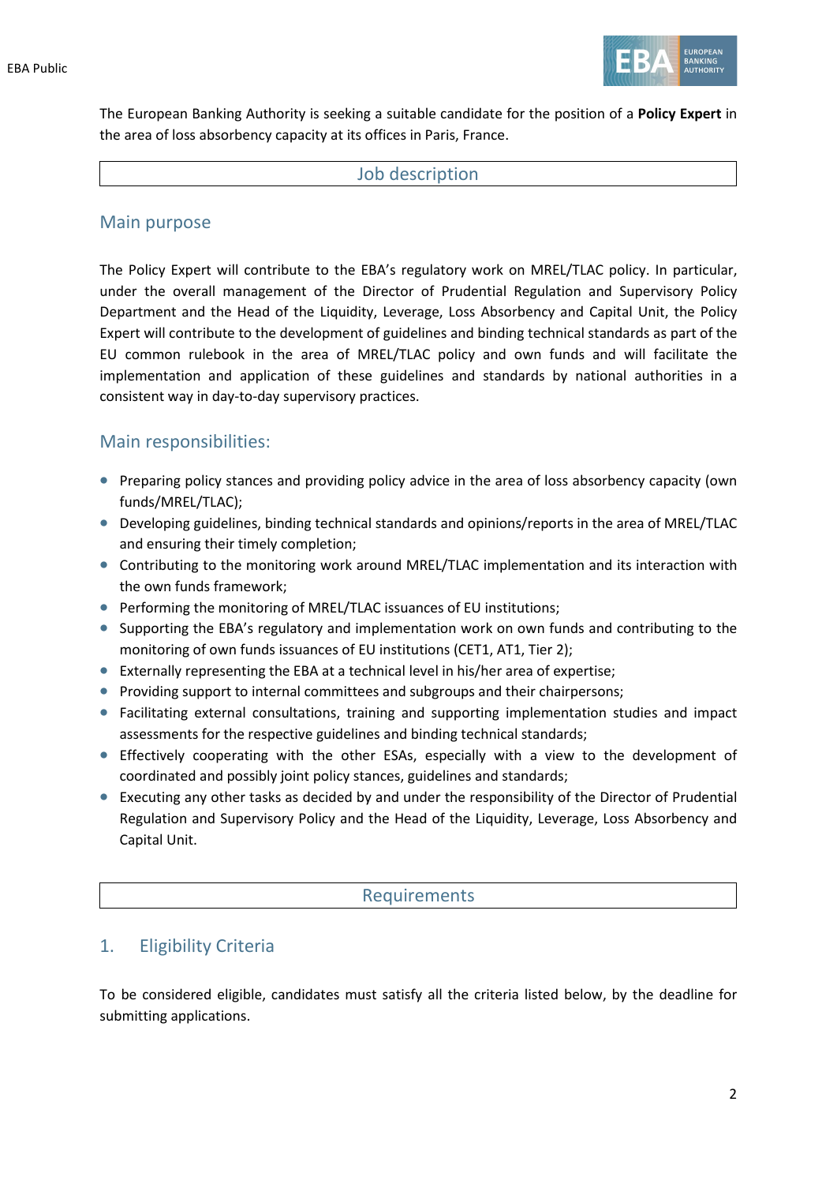The European Banking Authority is seeking a suitable candidate for the position of a **Policy Expert** in the area of loss absorbency capacity at its offices in Paris, France.

## Job description

### Main purpose

The Policy Expert will contribute to the EBA's regulatory work on MREL/TLAC policy. In particular, under the overall management of the Director of Prudential Regulation and Supervisory Policy Department and the Head of the Liquidity, Leverage, Loss Absorbency and Capital Unit, the Policy Expert will contribute to the development of guidelines and binding technical standards as part of the EU common rulebook in the area of MREL/TLAC policy and own funds and will facilitate the implementation and application of these guidelines and standards by national authorities in a consistent way in day-to-day supervisory practices.

### Main responsibilities:

- Preparing policy stances and providing policy advice in the area of loss absorbency capacity (own funds/MREL/TLAC);
- Developing guidelines, binding technical standards and opinions/reports in the area of MREL/TLAC and ensuring their timely completion;
- Contributing to the monitoring work around MREL/TLAC implementation and its interaction with the own funds framework;
- Performing the monitoring of MREL/TLAC issuances of EU institutions;
- Supporting the EBA's regulatory and implementation work on own funds and contributing to the monitoring of own funds issuances of EU institutions (CET1, AT1, Tier 2);
- Externally representing the EBA at a technical level in his/her area of expertise;
- Providing support to internal committees and subgroups and their chairpersons;
- Facilitating external consultations, training and supporting implementation studies and impact assessments for the respective guidelines and binding technical standards;
- Effectively cooperating with the other ESAs, especially with a view to the development of coordinated and possibly joint policy stances, guidelines and standards;
- Executing any other tasks as decided by and under the responsibility of the Director of Prudential Regulation and Supervisory Policy and the Head of the Liquidity, Leverage, Loss Absorbency and Capital Unit.

## Requirements

### 1. Eligibility Criteria

To be considered eligible, candidates must satisfy all the criteria listed below, by the deadline for submitting applications.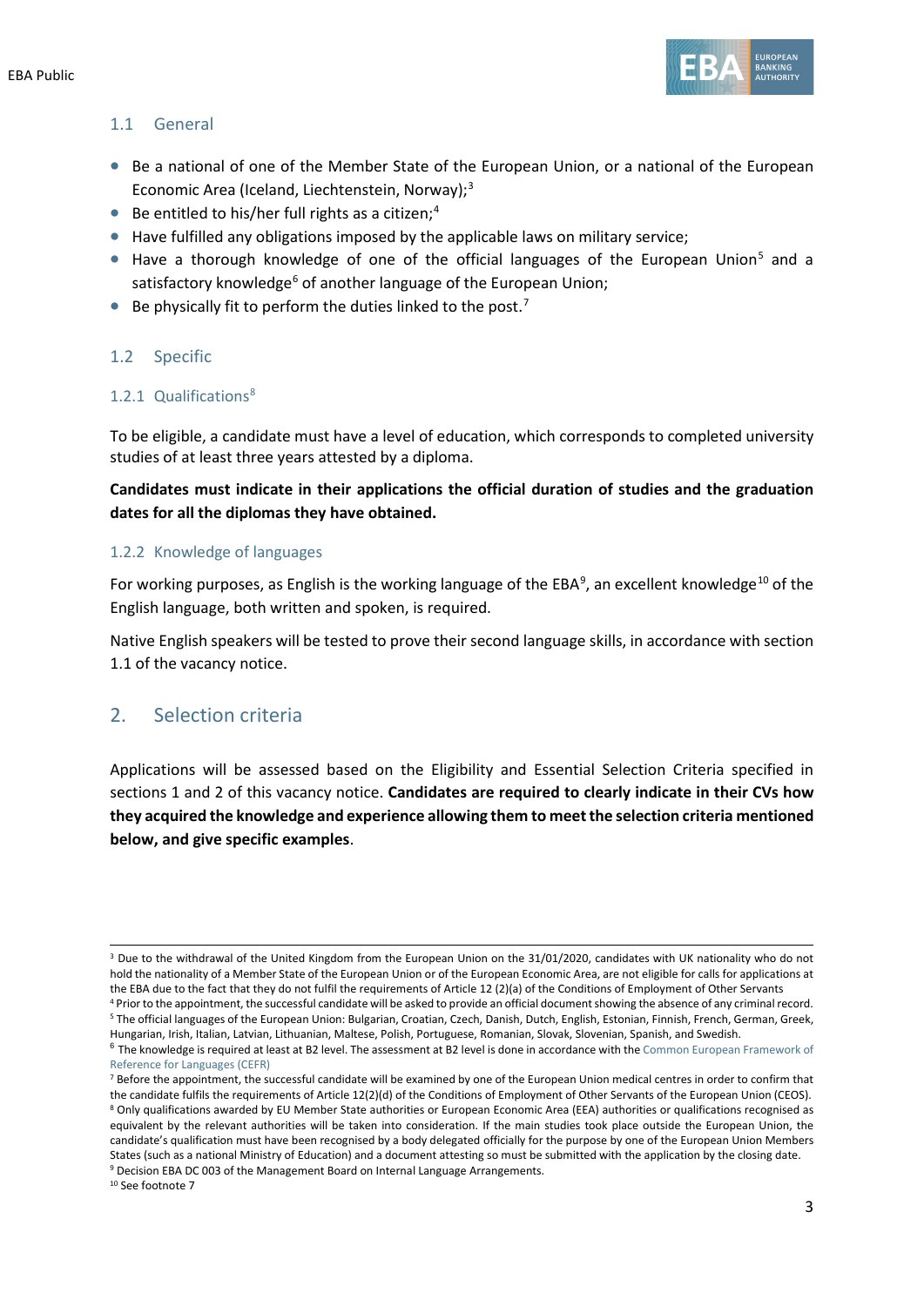### 1.1 General

- Be a national of one of the Member State of the European Union, or a national of the European Economic Area (Iceland, Liechtenstein, Norway);[3]
- Be entitled to his/her full rights as a citizen;[4]
- Have fulfilled any obligations imposed by the applicable laws on military service;
- Have a thorough knowledge of one of the official languages of the European Union[5] and a satisfactory knowledge[6] of another language of the European Union;
- Be physically fit to perform the duties linked to the post.[7]

### 1.2 Specific

#### 1.2.1 Qualifications[8]

To be eligible, a candidate must have a level of education, which corresponds to completed university studies of at least three years attested by a diploma.

**Candidates must indicate in their applications the official duration of studies and the graduation dates for all the diplomas they have obtained.**

#### 1.2.2 Knowledge of languages

For working purposes, as English is the working language of the EBA[9], an excellent knowledge[10] of the English language, both written and spoken, is required.

Native English speakers will be tested to prove their second language skills, in accordance with section 1.1 of the vacancy notice.

## 2. Selection criteria

Applications will be assessed based on the Eligibility and Essential Selection Criteria specified in sections 1 and 2 of this vacancy notice. **Candidates are required to clearly indicate in their CVs how they acquired the knowledge and experience allowing them to meet the selection criteria mentioned below, and give specific examples**.

---

[3] Due to the withdrawal of the United Kingdom from the European Union on the 31/01/2020, candidates with UK nationality who do not hold the nationality of a Member State of the European Union or of the European Economic Area, are not eligible for calls for applications at the EBA due to the fact that they do not fulfil the requirements of Article 12 (2)(a) of the Conditions of Employment of Other Servants

[4] Prior to the appointment, the successful candidate will be asked to provide an official document showing the absence of any criminal record.

[5] The official languages of the European Union: Bulgarian, Croatian, Czech, Danish, Dutch, English, Estonian, Finnish, French, German, Greek, Hungarian, Irish, Italian, Latvian, Lithuanian, Maltese, Polish, Portuguese, Romanian, Slovak, Slovenian, Spanish, and Swedish.

[6] The knowledge is required at least at B2 level. The assessment at B2 level is done in accordance with the Common European Framework of Reference for Languages (CEFR)

[7] Before the appointment, the successful candidate will be examined by one of the European Union medical centres in order to confirm that the candidate fulfils the requirements of Article 12(2)(d) of the Conditions of Employment of Other Servants of the European Union (CEOS).

[8] Only qualifications awarded by EU Member State authorities or European Economic Area (EEA) authorities or qualifications recognised as equivalent by the relevant authorities will be taken into consideration. If the main studies took place outside the European Union, the candidate's qualification must have been recognised by a body delegated officially for the purpose by one of the European Union Members States (such as a national Ministry of Education) and a document attesting so must be submitted with the application by the closing date.

[9] Decision EBA DC 003 of the Management Board on Internal Language Arrangements.

[10] See footnote 7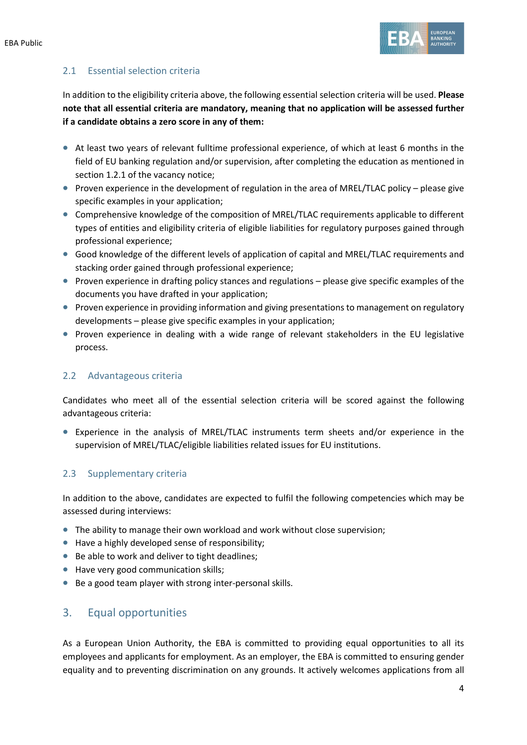## 2.1 Essential selection criteria

In addition to the eligibility criteria above, the following essential selection criteria will be used. **Please note that all essential criteria are mandatory, meaning that no application will be assessed further if a candidate obtains a zero score in any of them:**

- At least two years of relevant fulltime professional experience, of which at least 6 months in the field of EU banking regulation and/or supervision, after completing the education as mentioned in section 1.2.1 of the vacancy notice;
- Proven experience in the development of regulation in the area of MREL/TLAC policy – please give specific examples in your application;
- Comprehensive knowledge of the composition of MREL/TLAC requirements applicable to different types of entities and eligibility criteria of eligible liabilities for regulatory purposes gained through professional experience;
- Good knowledge of the different levels of application of capital and MREL/TLAC requirements and stacking order gained through professional experience;
- Proven experience in drafting policy stances and regulations – please give specific examples of the documents you have drafted in your application;
- Proven experience in providing information and giving presentations to management on regulatory developments – please give specific examples in your application;
- Proven experience in dealing with a wide range of relevant stakeholders in the EU legislative process.

## 2.2 Advantageous criteria

Candidates who meet all of the essential selection criteria will be scored against the following advantageous criteria:

- Experience in the analysis of MREL/TLAC instruments term sheets and/or experience in the supervision of MREL/TLAC/eligible liabilities related issues for EU institutions.

## 2.3 Supplementary criteria

In addition to the above, candidates are expected to fulfil the following competencies which may be assessed during interviews:

- The ability to manage their own workload and work without close supervision;
- Have a highly developed sense of responsibility;
- Be able to work and deliver to tight deadlines;
- Have very good communication skills;
- Be a good team player with strong inter-personal skills.

# 3. Equal opportunities

As a European Union Authority, the EBA is committed to providing equal opportunities to all its employees and applicants for employment. As an employer, the EBA is committed to ensuring gender equality and to preventing discrimination on any grounds. It actively welcomes applications from all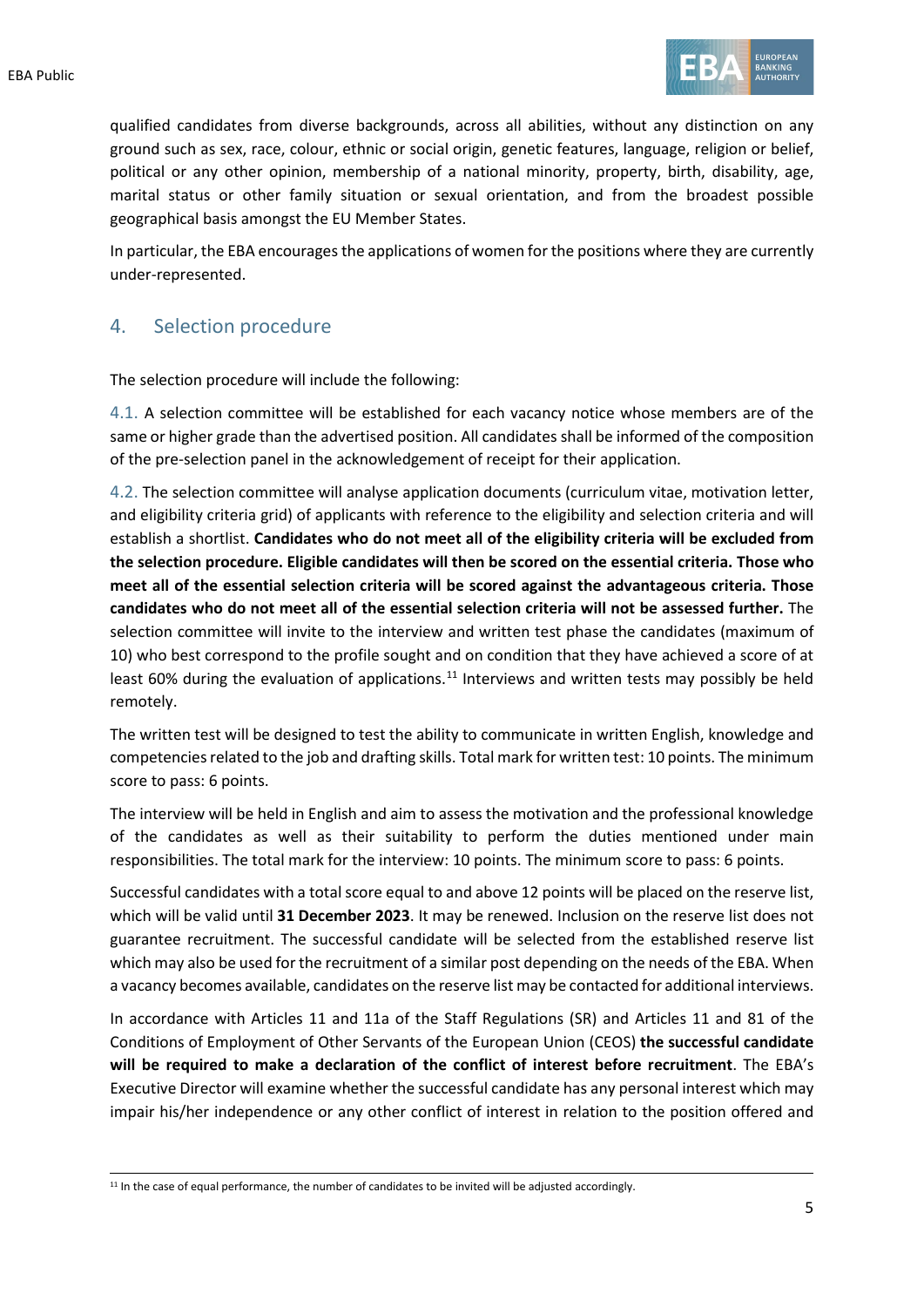qualified candidates from diverse backgrounds, across all abilities, without any distinction on any ground such as sex, race, colour, ethnic or social origin, genetic features, language, religion or belief, political or any other opinion, membership of a national minority, property, birth, disability, age, marital status or other family situation or sexual orientation, and from the broadest possible geographical basis amongst the EU Member States.

In particular, the EBA encourages the applications of women for the positions where they are currently under-represented.

## 4. Selection procedure

The selection procedure will include the following:

4.1. A selection committee will be established for each vacancy notice whose members are of the same or higher grade than the advertised position. All candidates shall be informed of the composition of the pre-selection panel in the acknowledgement of receipt for their application.

4.2. The selection committee will analyse application documents (curriculum vitae, motivation letter, and eligibility criteria grid) of applicants with reference to the eligibility and selection criteria and will establish a shortlist. **Candidates who do not meet all of the eligibility criteria will be excluded from the selection procedure. Eligible candidates will then be scored on the essential criteria. Those who meet all of the essential selection criteria will be scored against the advantageous criteria. Those candidates who do not meet all of the essential selection criteria will not be assessed further.** The selection committee will invite to the interview and written test phase the candidates (maximum of 10) who best correspond to the profile sought and on condition that they have achieved a score of at least 60% during the evaluation of applications.[11] Interviews and written tests may possibly be held remotely.

The written test will be designed to test the ability to communicate in written English, knowledge and competencies related to the job and drafting skills. Total mark for written test: 10 points. The minimum score to pass: 6 points.

The interview will be held in English and aim to assess the motivation and the professional knowledge of the candidates as well as their suitability to perform the duties mentioned under main responsibilities. The total mark for the interview: 10 points. The minimum score to pass: 6 points.

Successful candidates with a total score equal to and above 12 points will be placed on the reserve list, which will be valid until **31 December 2023**. It may be renewed. Inclusion on the reserve list does not guarantee recruitment. The successful candidate will be selected from the established reserve list which may also be used for the recruitment of a similar post depending on the needs of the EBA. When a vacancy becomes available, candidates on the reserve list may be contacted for additional interviews.

In accordance with Articles 11 and 11a of the Staff Regulations (SR) and Articles 11 and 81 of the Conditions of Employment of Other Servants of the European Union (CEOS) **the successful candidate will be required to make a declaration of the conflict of interest before recruitment**. The EBA's Executive Director will examine whether the successful candidate has any personal interest which may impair his/her independence or any other conflict of interest in relation to the position offered and

[11] In the case of equal performance, the number of candidates to be invited will be adjusted accordingly.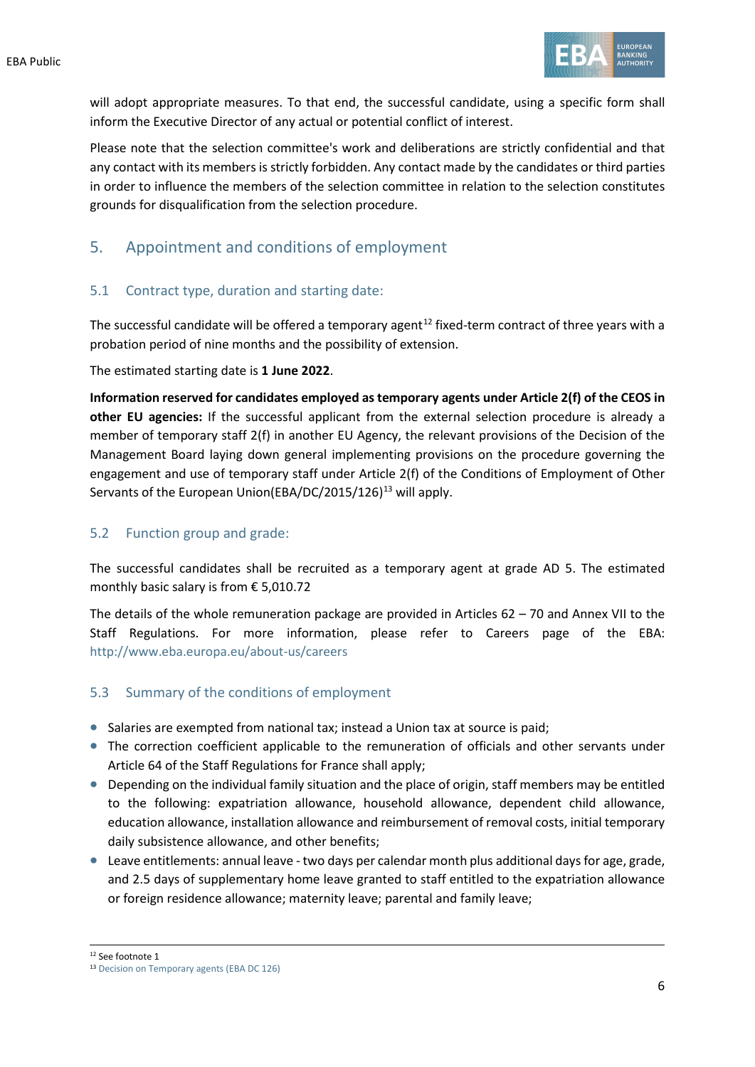will adopt appropriate measures. To that end, the successful candidate, using a specific form shall inform the Executive Director of any actual or potential conflict of interest.

Please note that the selection committee's work and deliberations are strictly confidential and that any contact with its members is strictly forbidden. Any contact made by the candidates or third parties in order to influence the members of the selection committee in relation to the selection constitutes grounds for disqualification from the selection procedure.

## 5. Appointment and conditions of employment

### 5.1 Contract type, duration and starting date:

The successful candidate will be offered a temporary agent[12] fixed-term contract of three years with a probation period of nine months and the possibility of extension.

The estimated starting date is **1 June 2022**.

**Information reserved for candidates employed as temporary agents under Article 2(f) of the CEOS in other EU agencies:** If the successful applicant from the external selection procedure is already a member of temporary staff 2(f) in another EU Agency, the relevant provisions of the Decision of the Management Board laying down general implementing provisions on the procedure governing the engagement and use of temporary staff under Article 2(f) of the Conditions of Employment of Other Servants of the European Union(EBA/DC/2015/126)[13] will apply.

### 5.2 Function group and grade:

The successful candidates shall be recruited as a temporary agent at grade AD 5. The estimated monthly basic salary is from € 5,010.72

The details of the whole remuneration package are provided in Articles 62 – 70 and Annex VII to the Staff Regulations. For more information, please refer to Careers page of the EBA: http://www.eba.europa.eu/about-us/careers

### 5.3 Summary of the conditions of employment

- Salaries are exempted from national tax; instead a Union tax at source is paid;
- The correction coefficient applicable to the remuneration of officials and other servants under Article 64 of the Staff Regulations for France shall apply;
- Depending on the individual family situation and the place of origin, staff members may be entitled to the following: expatriation allowance, household allowance, dependent child allowance, education allowance, installation allowance and reimbursement of removal costs, initial temporary daily subsistence allowance, and other benefits;
- Leave entitlements: annual leave - two days per calendar month plus additional days for age, grade, and 2.5 days of supplementary home leave granted to staff entitled to the expatriation allowance or foreign residence allowance; maternity leave; parental and family leave;

[12] See footnote 1

[13] Decision on Temporary agents (EBA DC 126)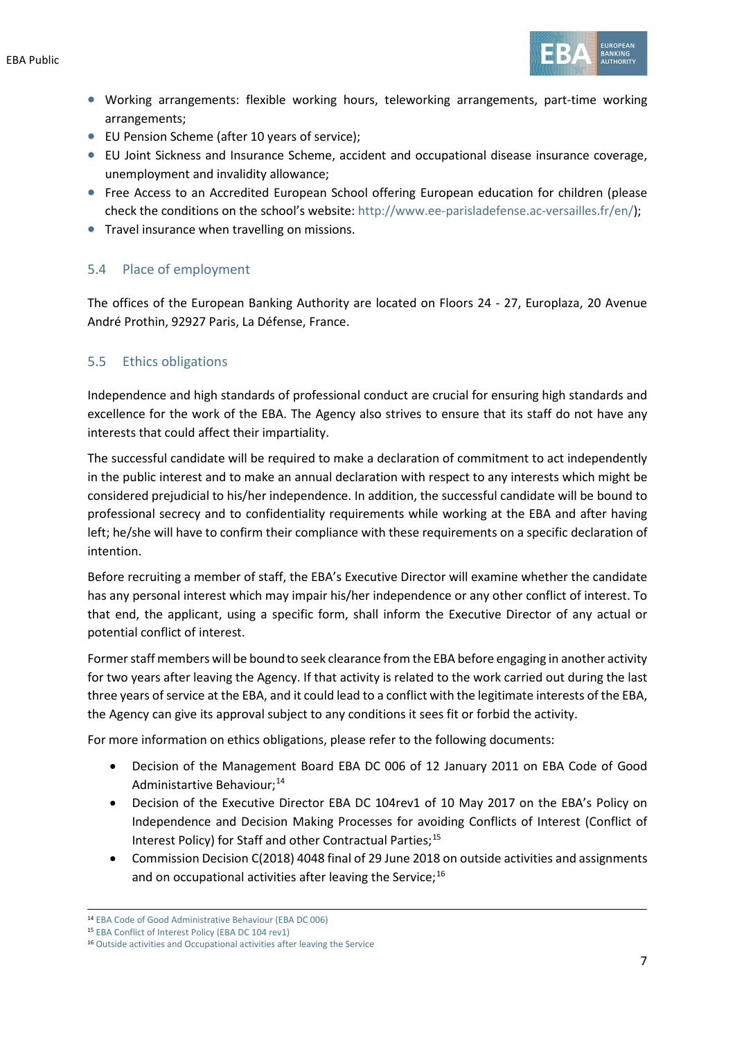- Working arrangements: flexible working hours, teleworking arrangements, part-time working arrangements;
- EU Pension Scheme (after 10 years of service);
- EU Joint Sickness and Insurance Scheme, accident and occupational disease insurance coverage, unemployment and invalidity allowance;
- Free Access to an Accredited European School offering European education for children (please check the conditions on the school's website: http://www.ee-parisladefense.ac-versailles.fr/en/);
- Travel insurance when travelling on missions.

### 5.4 Place of employment

The offices of the European Banking Authority are located on Floors 24 - 27, Europlaza, 20 Avenue André Prothin, 92927 Paris, La Défense, France.

### 5.5 Ethics obligations

Independence and high standards of professional conduct are crucial for ensuring high standards and excellence for the work of the EBA. The Agency also strives to ensure that its staff do not have any interests that could affect their impartiality.

The successful candidate will be required to make a declaration of commitment to act independently in the public interest and to make an annual declaration with respect to any interests which might be considered prejudicial to his/her independence. In addition, the successful candidate will be bound to professional secrecy and to confidentiality requirements while working at the EBA and after having left; he/she will have to confirm their compliance with these requirements on a specific declaration of intention.

Before recruiting a member of staff, the EBA's Executive Director will examine whether the candidate has any personal interest which may impair his/her independence or any other conflict of interest. To that end, the applicant, using a specific form, shall inform the Executive Director of any actual or potential conflict of interest.

Former staff members will be bound to seek clearance from the EBA before engaging in another activity for two years after leaving the Agency. If that activity is related to the work carried out during the last three years of service at the EBA, and it could lead to a conflict with the legitimate interests of the EBA, the Agency can give its approval subject to any conditions it sees fit or forbid the activity.

For more information on ethics obligations, please refer to the following documents:

- Decision of the Management Board EBA DC 006 of 12 January 2011 on EBA Code of Good Administartive Behaviour;[14]
- Decision of the Executive Director EBA DC 104rev1 of 10 May 2017 on the EBA's Policy on Independence and Decision Making Processes for avoiding Conflicts of Interest (Conflict of Interest Policy) for Staff and other Contractual Parties;[15]
- Commission Decision C(2018) 4048 final of 29 June 2018 on outside activities and assignments and on occupational activities after leaving the Service;[16]

---

[14] EBA Code of Good Administrative Behaviour (EBA DC 006)

[15] EBA Conflict of Interest Policy (EBA DC 104 rev1)

[16] Outside activities and Occupational activities after leaving the Service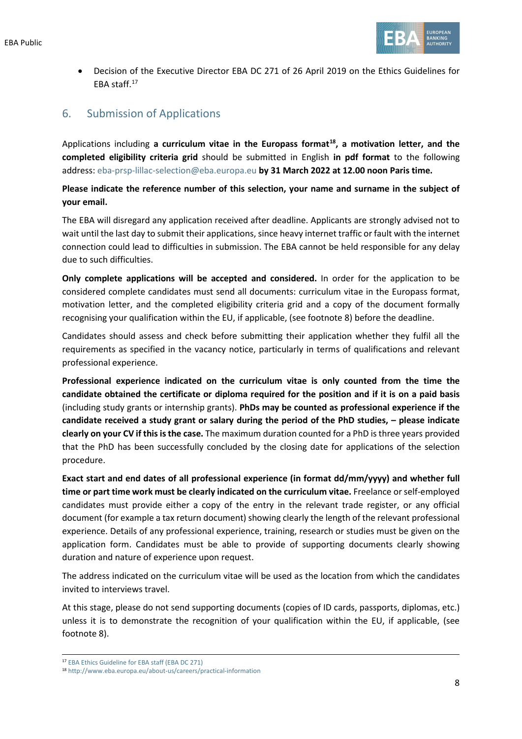- Decision of the Executive Director EBA DC 271 of 26 April 2019 on the Ethics Guidelines for EBA staff.[17]

## 6. Submission of Applications

Applications including **a curriculum vitae in the Europass format[18], a motivation letter, and the completed eligibility criteria grid** should be submitted in English **in pdf format** to the following address: eba-prsp-lillac-selection@eba.europa.eu **by 31 March 2022 at 12.00 noon Paris time.**

**Please indicate the reference number of this selection, your name and surname in the subject of your email.**

The EBA will disregard any application received after deadline. Applicants are strongly advised not to wait until the last day to submit their applications, since heavy internet traffic or fault with the internet connection could lead to difficulties in submission. The EBA cannot be held responsible for any delay due to such difficulties.

**Only complete applications will be accepted and considered.** In order for the application to be considered complete candidates must send all documents: curriculum vitae in the Europass format, motivation letter, and the completed eligibility criteria grid and a copy of the document formally recognising your qualification within the EU, if applicable, (see footnote 8) before the deadline.

Candidates should assess and check before submitting their application whether they fulfil all the requirements as specified in the vacancy notice, particularly in terms of qualifications and relevant professional experience.

**Professional experience indicated on the curriculum vitae is only counted from the time the candidate obtained the certificate or diploma required for the position and if it is on a paid basis** (including study grants or internship grants). **PhDs may be counted as professional experience if the candidate received a study grant or salary during the period of the PhD studies, – please indicate clearly on your CV if this is the case.** The maximum duration counted for a PhD is three years provided that the PhD has been successfully concluded by the closing date for applications of the selection procedure.

**Exact start and end dates of all professional experience (in format dd/mm/yyyy) and whether full time or part time work must be clearly indicated on the curriculum vitae.** Freelance or self-employed candidates must provide either a copy of the entry in the relevant trade register, or any official document (for example a tax return document) showing clearly the length of the relevant professional experience. Details of any professional experience, training, research or studies must be given on the application form. Candidates must be able to provide of supporting documents clearly showing duration and nature of experience upon request.

The address indicated on the curriculum vitae will be used as the location from which the candidates invited to interviews travel.

At this stage, please do not send supporting documents (copies of ID cards, passports, diplomas, etc.) unless it is to demonstrate the recognition of your qualification within the EU, if applicable, (see footnote 8).

---

[17] EBA Ethics Guideline for EBA staff (EBA DC 271)

[18] http://www.eba.europa.eu/about-us/careers/practical-information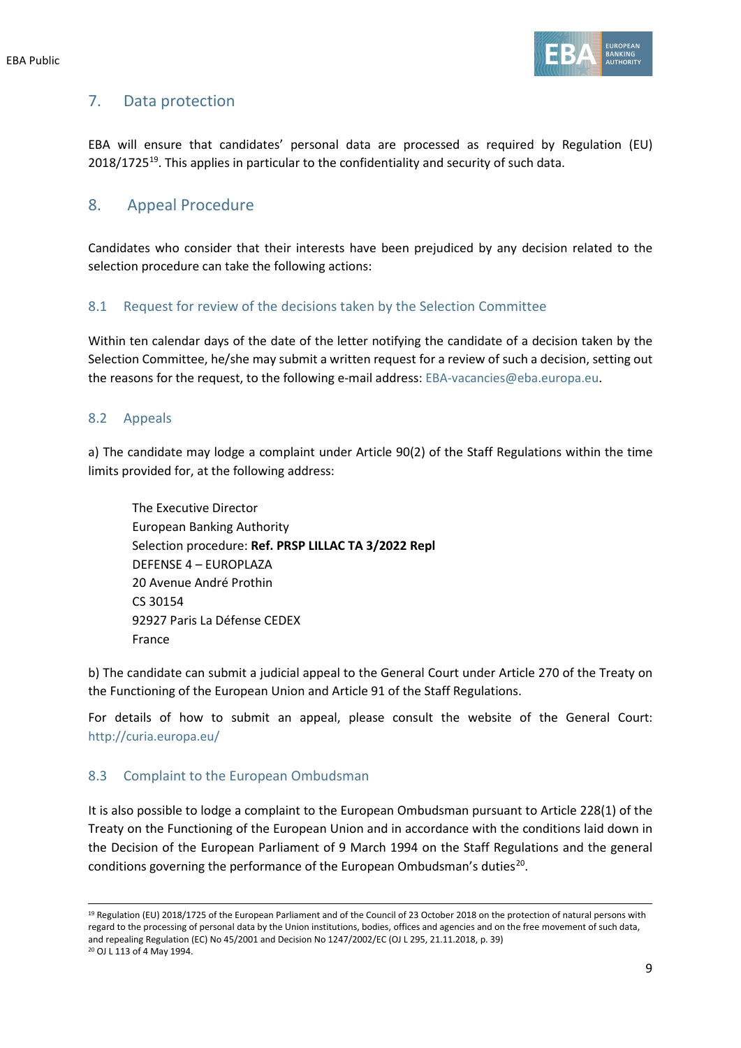## 7. Data protection

EBA will ensure that candidates' personal data are processed as required by Regulation (EU) 2018/1725[19]. This applies in particular to the confidentiality and security of such data.

## 8. Appeal Procedure

Candidates who consider that their interests have been prejudiced by any decision related to the selection procedure can take the following actions:

### 8.1 Request for review of the decisions taken by the Selection Committee

Within ten calendar days of the date of the letter notifying the candidate of a decision taken by the Selection Committee, he/she may submit a written request for a review of such a decision, setting out the reasons for the request, to the following e-mail address: EBA-vacancies@eba.europa.eu.

### 8.2 Appeals

a) The candidate may lodge a complaint under Article 90(2) of the Staff Regulations within the time limits provided for, at the following address:

The Executive Director
European Banking Authority
Selection procedure: **Ref. PRSP LILLAC TA 3/2022 Repl**
DEFENSE 4 – EUROPLAZA
20 Avenue André Prothin
CS 30154
92927 Paris La Défense CEDEX
France

b) The candidate can submit a judicial appeal to the General Court under Article 270 of the Treaty on the Functioning of the European Union and Article 91 of the Staff Regulations.

For details of how to submit an appeal, please consult the website of the General Court: http://curia.europa.eu/

### 8.3 Complaint to the European Ombudsman

It is also possible to lodge a complaint to the European Ombudsman pursuant to Article 228(1) of the Treaty on the Functioning of the European Union and in accordance with the conditions laid down in the Decision of the European Parliament of 9 March 1994 on the Staff Regulations and the general conditions governing the performance of the European Ombudsman's duties[20].

---

[19] Regulation (EU) 2018/1725 of the European Parliament and of the Council of 23 October 2018 on the protection of natural persons with regard to the processing of personal data by the Union institutions, bodies, offices and agencies and on the free movement of such data, and repealing Regulation (EC) No 45/2001 and Decision No 1247/2002/EC (OJ L 295, 21.11.2018, p. 39)

[20] OJ L 113 of 4 May 1994.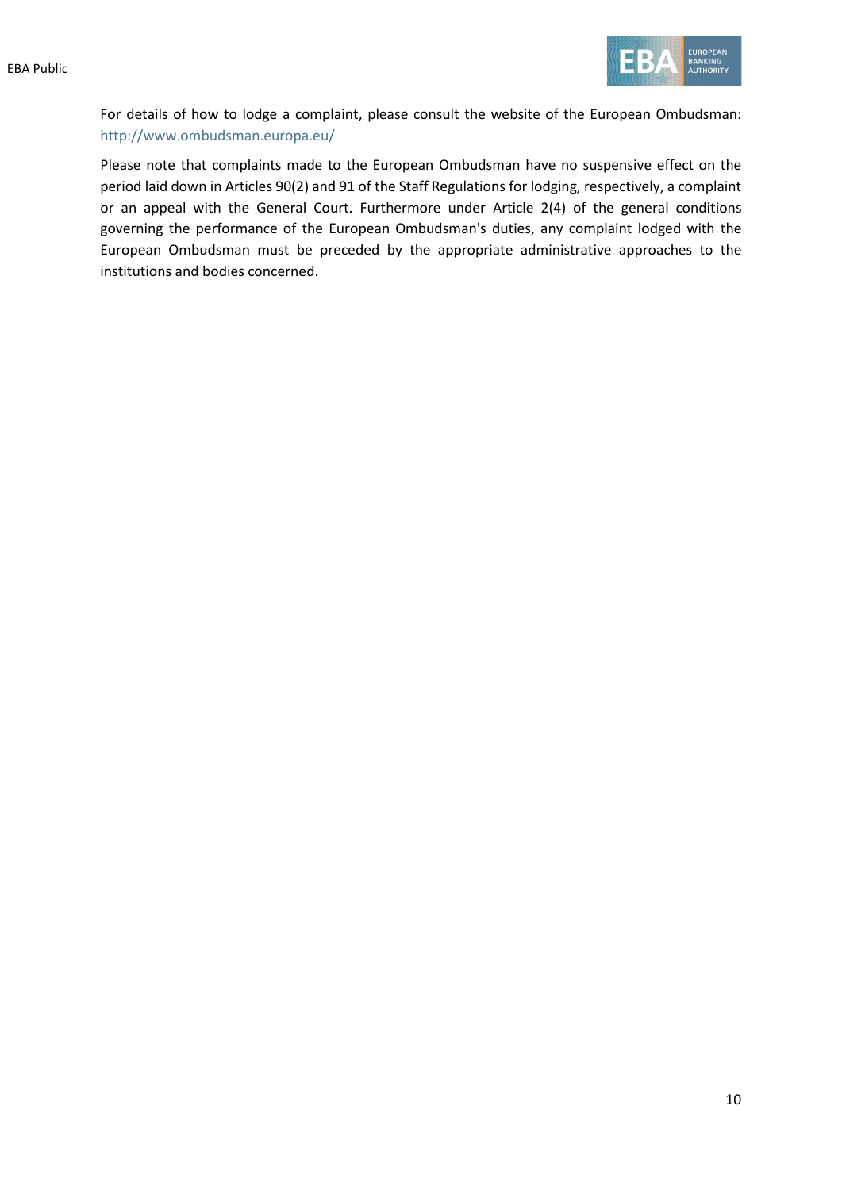For details of how to lodge a complaint, please consult the website of the European Ombudsman: http://www.ombudsman.europa.eu/

Please note that complaints made to the European Ombudsman have no suspensive effect on the period laid down in Articles 90(2) and 91 of the Staff Regulations for lodging, respectively, a complaint or an appeal with the General Court. Furthermore under Article 2(4) of the general conditions governing the performance of the European Ombudsman's duties, any complaint lodged with the European Ombudsman must be preceded by the appropriate administrative approaches to the institutions and bodies concerned.